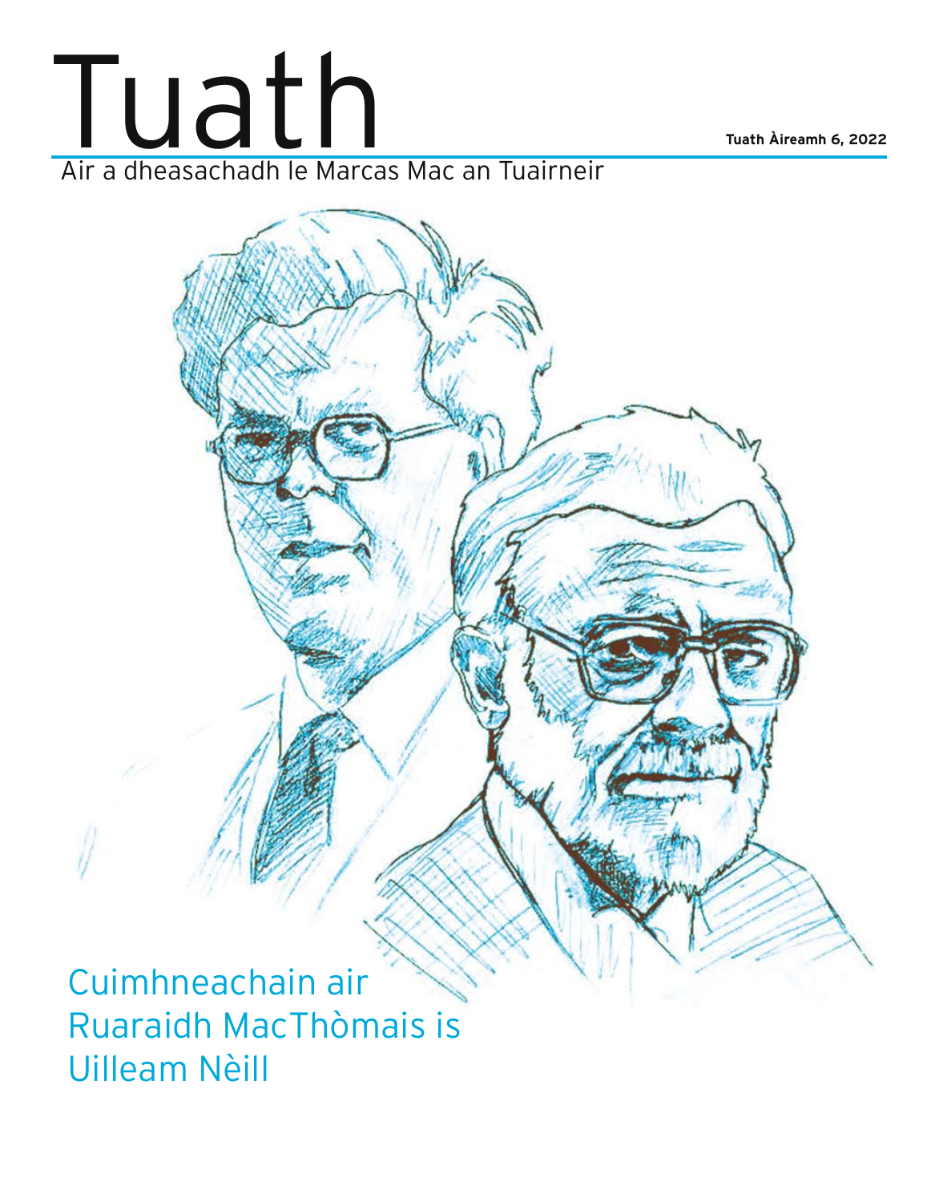# Tuath

**Tuath Àireamh 6, 2022**

Air a dheasachadh le Marcas Mac an Tuairneir

## Cuimhneachain air Ruaraidh MacThòmais is Uilleam Nèill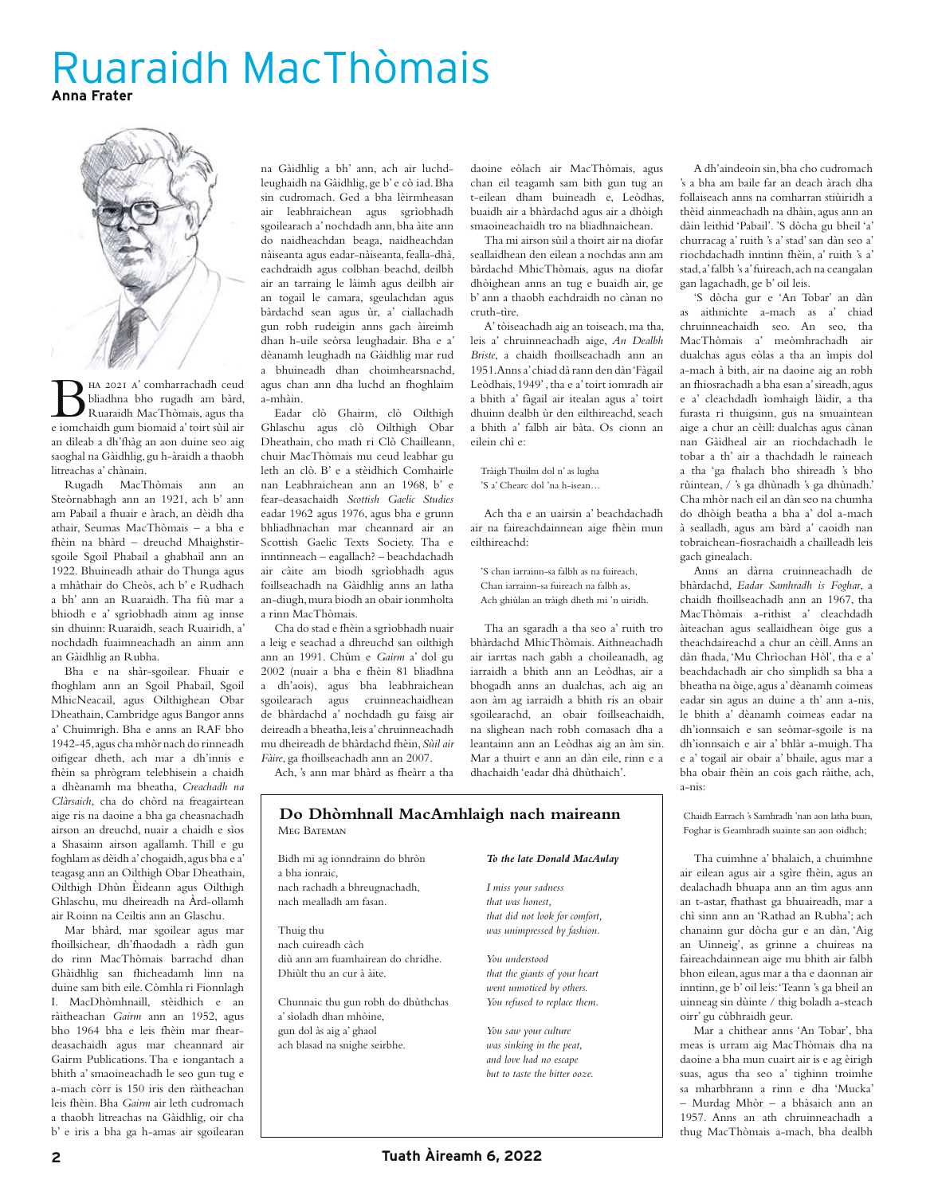# Ruaraidh MacThòmais

**Anna Frater**

Bha 2021 a' comharrachadh ceud bliadhna bho rugadh am bàrd, Ruaraidh MacThòmais, agus tha e iomchaidh gum biomaid a' toirt sùil air an dìleab a dh'fhàg an aon duine seo aig saoghal na Gàidhlig, gu h-àraidh a thaobh litreachas a' chànain.

Rugadh MacThòmais ann an Steòrnabhagh ann an 1921, ach b' ann am Pabail a fhuair e àrach, an dèidh dha athair, Seumas MacThòmais – a bha e fhèin na bhàrd – dreuchd Mhaighstir-sgoile Sgoil Phabail a ghabhail ann an 1922. Bhuineadh athair do Thunga agus a mhàthair do Cheòs, ach b' e Rudhach a bh' ann an Ruaraidh. Tha fiù mar a bhiodh e a' sgrìobhadh ainm ag innse sin dhuinn: Ruaraidh, seach Ruairidh, a' nochdadh fuaimneachadh an ainm ann an Gàidhlig an Rubha.

Bha e na shàr-sgoilear. Fhuair e fhoghlam ann an Sgoil Phabail, Sgoil MhicNeacail, agus Oilthighean Obar Dheathain, Cambridge agus Bangor anns a' Chuimrigh. Bha e anns an RAF bho 1942-45, agus cha mhòr nach do rinneadh oifigear dheth, ach mar a dh'innis e fhèin sa phrògram telebhisein a chaidh a dhèanamh ma bheatha, *Creachadh na Clàrsaich*, cha do chòrd na freagairtean aige ris na daoine a bha ga cheasnachadh airson an dreuchd, nuair a chaidh e sìos a Shasainn airson agallamh. Thill e gu foghlam as dèidh a' chogaidh, agus bha e a' teagasg ann an Oilthigh Obar Dheathain, Oilthigh Dhùn Èideann agus Oilthigh Ghlaschu, mu dheireadh na Àrd-ollamh air Roinn na Ceiltis ann an Glaschu.

Mar bhàrd, mar sgoilear agus mar fhoillsichear, dh'fhaodadh a ràdh gun do rinn MacThòmais barrachd dhan Ghàidhlig san fhicheadamh linn na duine sam bith eile. Còmhla ri Fionnlagh I. MacDhòmhnaill, stèidhich e an ràitheachan *Gairm* ann an 1952, agus bho 1964 bha e leis fhèin mar fhear-deasachaidh agus mar cheannard air Gairm Publications. Tha e iongantach a bhith a' smaoineachadh le seo gun tug e a-mach còrr is 150 iris den ràitheachan leis fhèin. Bha *Gairm* air leth cudromach a thaobh litreachas na Gàidhlig, oir cha b' e iris a bha ga h-amas air sgoilearan na Gàidhlig a bh' ann, ach air luchd-leughaidh na Gàidhlig, ge b' e cò iad. Bha sin cudromach. Ged a bha lèirmheasan air leabhraichean agus sgrìobhadh sgoilearach a' nochdadh ann, bha àite ann do naidheachdan beaga, naidheachdan nàiseanta agus eadar-nàiseanta, fealla-dhà, eachdraidh agus colbhan beachd, deilbh air an tarraing le làimh agus deilbh air an togail le camara, sgeulachdan agus bàrdachd sean agus ùr, a' ciallachadh gun robh rudeigin anns gach àireimh dhan h-uile seòrsa leughadair. Bha e a' dèanamh leughadh na Gàidhlig mar rud a bhuineadh dhan choimhearsnachd, agus chan ann dha luchd an fhoghlaim a-mhàin.

Eadar clò Ghairm, clò Oilthigh Ghlaschu agus clò Oilthigh Obar Dheathain, cho math ri Clò Chailleann, chuir MacThòmais mu ceud leabhar gu leth an clò. B' e a stèidhich Comhairle nan Leabhraichean ann an 1968, b' e fear-deasachaidh *Scottish Gaelic Studies* eadar 1962 agus 1976, agus bha e grunn bhliadhnachan mar cheannard air an Scottish Gaelic Texts Society. Tha e inntinneach – eagallach? – beachdachadh air càite am biodh sgrìobhadh agus foillseachadh na Gàidhlig anns an latha an-diugh, mura biodh an obair ionmholta a rinn MacThòmais.

Cha do stad e fhèin a sgrìobhadh nuair a leig e seachad a dhreuchd san oilthigh ann an 1991. Chùm e *Gairm* a' dol gu 2002 (nuair a bha e fhèin 81 bliadhna a dh'aois), agus bha leabhraichean sgoilearach agus cruinneachaidhean de bhàrdachd a' nochdadh gu faisg air deireadh a bheatha, leis a' chruinneachadh mu dheireadh de bhàrdachd fhèin, *Sùil air Fàire*, ga fhoillseachadh ann an 2007.

Ach, 's ann mar bhàrd as fheàrr a tha daoine eòlach air MacThòmais, agus chan eil teagamh sam bith gun tug an t-eilean dham buineadh e, Leòdhas, buaidh air a bhàrdachd agus air a dhòigh smaoineachaidh tro na bliadhnaichean.

Tha mi airson sùil a thoirt air na diofar seallaidhean den eilean a nochdas ann am bàrdachd MhicThòmais, agus na diofar dhòighean anns an tug e buaidh air, ge b' ann a thaobh eachdraidh no cànan no cruth-tìre.

A' tòiseachadh aig an toiseach, ma tha, leis a' chruinneachadh aige, *An Dealbh Briste*, a chaidh fhoillseachadh ann an 1951. Anns a' chiad dà rann den dàn 'Fàgail Leòdhais, 1949', tha e a' toirt iomradh air a bhith a' fàgail air itealan agus a' toirt dhuinn dealbh ùr den eilthireachd, seach a bhith a' falbh air bàta. Os cionn an eilein chì e:

> Tràigh Thuilm dol n' as lugha
> 'S a' Chearc dol 'na h-isean…

Ach tha e an uairsin a' beachdachadh air na faireachdainnean aige fhèin mun eilthireachd:

> 'S chan iarrainn-sa falbh as na fuireach,
> Chan iarrainn-sa fuireach na falbh as,
> Ach ghiùlan an tràigh dheth mi 'n uiridh.

Tha an sgaradh a tha seo a' ruith tro bhàrdachd MhicThòmais. Aithneachadh air iarrtas nach gabh a choileanadh, ag iarraidh a bhith ann den eilean, air a bhogadh anns an dualchas, ach aig an aon àm ag iarraidh a bhith ris an obair sgoilearachd, an obair foillseachaidh, na slighean nach robh comasach dha a leantainn ann an Leòdhas aig an àm sin. Mar a thuirt e ann an dàn eile, rinn e a dhachaidh 'eadar dhà dhùthaich'.

A dh'aindeoin sin, bha cho cudromach 's a bha am baile far an deach àrach dha follaiseach anns na comharran stiùiridh a thèid ainmeachadh na dhàin, agus ann an dàin leithid 'Pabail'. 'S dòcha gu bheil 'a' churracag a' ruith 's a' stad' san dàn seo a' riochdachadh inntinn fhèin, a' ruith 's a' stad, a' falbh 's a' fuireach, ach na ceangalan gan lagachadh, ge b' oil leis.

'S dòcha gur e 'An Tobar' an dàn as aithnichte a-mach as a' chiad chruinneachaidh seo. An seo, tha MacThòmais a' meòmhrachadh air dualchas agus eòlas a tha an ìmpis dol a-mach à bith, air na daoine aig an robh an fhiosrachadh a bha esan a' sireadh, agus e a' cleachdadh ìomhaigh làidir, a tha furasta ri thuigsinn, gus na smuaintean aige a chur an cèill: dualchas agus cànan nan Gàidheal air an riochdachadh le tobar a th' air a thachdadh le raineach a tha 'ga fhalach bho shireadh 's bho rùintean, / 's ga dhùnadh 's ga dhùnadh.' Cha mhòr nach eil an dàn seo na chumha do dhòigh beatha a bha a' dol a-mach à sealladh, agus am bàrd a' caoidh nan tobraichean-fiosrachaidh a chailleadh leis gach ginealach.

Anns an dàrna cruinneachadh de bhàrdachd, *Eadar Samhradh is Foghar*, a chaidh fhoillseachadh ann an 1967, tha MacThòmais a-rithist a' cleachdadh àiteachan agus seallaidhean òige gus a theachdaireachd a chur an cèill. Anns an dàn fhada, 'Mu Chrìochan Hòl', tha e a' beachdachadh air cho sìmplidh sa bha a bheatha na òige, agus a' dèanamh coimeas eadar sin agus an duine a th' ann a-nis, le bhith a' dèanamh coimeas eadar na dh'ionnsaich e san seòmar-sgoile is na dh'ionnsaich e air a' bhlàr a-muigh. Tha e a' togail air obair a' bhaile, agus mar a bha obair fhèin an cois gach ràithe, ach, a-nis:

> Chaidh Earrach 's Samhradh 'nan aon latha buan,
> Foghar is Geamhradh suainte san aon oidhch;

Tha cuimhne a' bhalaich, a chuimhne air eilean agus air a sgìre fhèin, agus an dealachadh bhuapa ann an tìm agus ann an t-astar, fhathast ga bhuaireadh, mar a chì sinn ann an 'Rathad an Rubha'; ach chanainn gur dòcha gur e an dàn, 'Aig an Uinneig', as grinne a chuireas na faireachdainnean aige mu bhith air falbh bhon eilean, agus mar a tha e daonnan air inntinn, ge b' oil leis: 'Teann 's ga bheil an uinneag sin dùinte / thig boladh a-steach oirr' gu cùbhraidh geur.

Mar a chithear anns 'An Tobar', bha meas is urram aig MacThòmais dha na daoine a bha mun cuairt air is e ag èirigh suas, agus tha seo a' tighinn troimhe sa mharbhrann a rinn e dha 'Mucka' – Murdag Mhòr – a bhàsaich ann an 1957. Anns an ath chruinneachadh a thug MacThòmais a-mach, bha dealbh

## Do Dhòmhnall MacAmhlaigh nach maireann

Meg Bateman

Bidh mi ag ionndrainn do bhròn
a bha ionraic,
nach rachadh a bhreugnachadh,
nach mealladh am fasan.

Thuig thu
nach cuireadh càch
diù ann am fuamhairean do chridhe.
Dhiùlt thu an cur à àite.

Chunnaic thu gun robh do dhùthchas
a' sìoladh dhan mhòine,
gun dol às aig a' ghaol
ach blasad na snighe seirbhe.

***To the late Donald MacAulay***

*I miss your sadness*
*that was honest,*
*that did not look for comfort,*
*was unimpressed by fashion.*

*You understood*
*that the giants of your heart*
*went unnoticed by others.*
*You refused to replace them.*

*You saw your culture*
*was sinking in the peat,*
*and love had no escape*
*but to taste the bitter ooze.*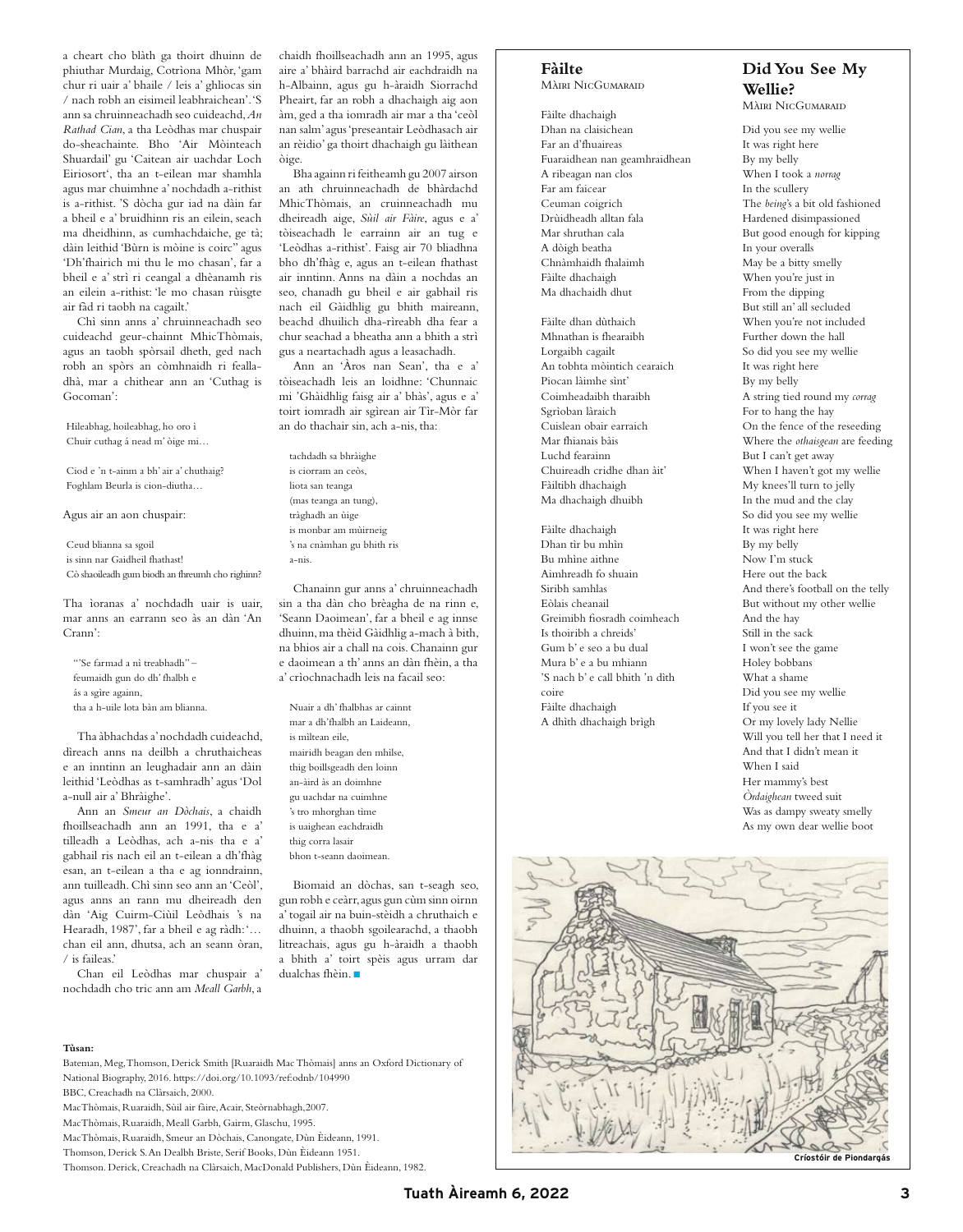a cheart cho blàth ga thoirt dhuinn de phiuthar Murdaig, Cotrìona Mhòr, 'gam chur ri uair a' bhaile / leis a' ghliocas sin / nach robh an eisimeil leabhraichean'. 'S ann sa chruinneachadh seo cuideachd, *An Rathad Cian*, a tha Leòdhas mar chuspair do-sheachainte. Bho 'Air Mòinteach Shuardail' gu 'Caitean air uachdar Loch Eiriosort', tha an t-eilean mar shamhla agus mar chuimhne a' nochdadh a-rithist is a-rithist. 'S dòcha gur iad na dàin far a bheil e a' bruidhinn ris an eilein, seach ma dheidhinn, as cumhachdaiche, ge tà; dàin leithid 'Bùrn is mòine is coirc'' agus 'Dh'fhairich mi thu le mo chasan', far a bheil e a' strì ri ceangal a dhèanamh ris an eilein a-rithist: 'le mo chasan rùisgte air fàd ri taobh na cagailt.'

Chì sinn anns a' chruinneachadh seo cuideachd geur-chainnt MhicThòmais, agus an taobh spòrsail dheth, ged nach robh an spòrs an còmhnaidh ri fealla-dhà, mar a chithear ann an 'Cuthag is Gocoman':

Hileabhag, hoileabhag, ho oro ì
Chuir cuthag á nead m' òige mi…

Ciod e 'n t-ainm a bh' air a' chuthaig?
Foghlam Beurla is cion-diutha…

Agus air an aon chuspair:

Ceud bliadhna sa sgoil
is sinn nar Gaidheil fhathast!
Cò shaoileadh gum biodh an fhreumh cho righinn?

Tha ìoranas a' nochdadh uair is uair, mar anns an earrann seo às an dàn 'An Crann':

"'Se farmad a nì treabhadh" –
feumaidh gun do dh' fhalbh e
às a sgìre againn,
tha a h-uile lota bàn am blianna.

Tha àbhachdas a' nochdadh cuideachd, dìreach anns na deilbh a chruthaicheas e an inntinn an leughadair ann an dàin leithid 'Leòdhas as t-samhradh' agus 'Dol a-null air a' Bhràighe'.

Ann an *Smeur an Dòchais*, a chaidh fhoillseachadh ann an 1991, tha e a' tilleadh a Leòdhas, ach a-nis tha e a' gabhail ris nach eil an t-eilean a dh'fhàg esan, an t-eilean a tha e ag ionndrainn, ann tuilleadh. Chì sinn seo ann an 'Ceòl', agus anns an rann mu dheireadh den dàn 'Aig Cuirm-Ciùil Leòdhais 's na Hearadh, 1987', far a bheil e ag ràdh: '… chan eil ann, dhutsa, ach an seann òran, / is faileas.'

Chan eil Leòdhas mar chuspair a' nochdadh cho tric ann am *Meall Garbh*, a chaidh fhoillseachadh ann an 1995, agus aire a' bhàird barrachd air eachdraidh na h-Albainn, agus gu h-àraidh Siorrachd Pheairt, far an robh a dhachaigh aig aon àm, ged a tha iomradh air mar a tha 'ceòl nan salm' agus 'preseantair Leòdhasach air an rèidio' ga thoirt dhachaigh gu làithean òige.

Bha againn ri feitheamh gu 2007 airson an ath chruinneachadh de bhàrdachd MhicThòmais, an cruinneachadh mu dheireadh aige, *Sùil air Fàire*, agus e a' tòiseachadh le earrainn air an tug e 'Leòdhas a-rithist'. Faisg air 70 bliadhna bho dh'fhàg e, agus an t-eilean fhathast air inntinn. Anns na dàin a nochdas an seo, chanadh gu bheil e air gabhail ris nach eil Gàidhlig gu bhith maireann, beachd dhuilich dha-rìreabh dha fear a chur seachad a bheatha ann a bhith a strì gus a neartachadh agus a leasachadh.

Ann an 'Àros nan Sean', tha e a' tòiseachadh leis an loidhne: 'Chunnaic mi 'Ghàidhlig faisg air a' bhàs', agus e a' toirt iomradh air sgìrean air Tìr-Mòr far an do thachair sin, ach a-nis, tha:

tachdadh sa bhràighe
is ciorram an ceòs,
liota san teanga
(mas teanga an tung),
tràghadh an ùige
is monbar am mùirneig
's na cnàmhan gu bhith ris
a-nis.

Chanainn gur anns a' chruinneachadh sin a tha dàn cho brèagha de na rinn e, 'Seann Daoimean', far a bheil e ag innse dhuinn, ma thèid Gàidhlig a-mach à bith, na bhios air a chall na cois. Chanainn gur e daoimean a th' anns an dàn fhèin, a tha a' crìochnachadh leis na facail seo:

Nuair a dh' fhalbhas ar cainnt
mar a dh'fhalbh an Laideann,
is mìltean eile,
mairidh beagan den mhilse,
thig boillsgeadh den loinn
an-àird às an doimhne
gu uachdar na cuimhne
's tro mhorghan tìme
is uaighean eachdraidh
thig corra lasair
bhon t-seann daoimean.

Biomaid an dòchas, san t-seagh seo, gun robh e ceàrr, agus gun cùm sinn oirnn a' togail air na buin-stèidh a chruthaich e dhuinn, a thaobh sgoilearachd, a thaobh litreachais, agus gu h-àraidh a thaobh a bhith a' toirt spèis agus urram dar dualchas fhèin. ■

**Tùsan:**

Bateman, Meg, Thomson, Derick Smith [Ruaraidh Mac Thòmais] anns an Oxford Dictionary of National Biography, 2016. https://doi.org/10.1093/ref:odnb/104990
BBC, Creachadh na Clàrsaich, 2000.
MacThòmais, Ruaraidh, Sùil air fàire, Acair, Steòrnabhagh, 2007.
MacThòmais, Ruaraidh, Meall Garbh, Gairm, Glaschu, 1995.
MacThòmais, Ruaraidh, Smeur an Dòchais, Canongate, Dùn Èideann, 1991.
Thomson, Derick S. An Dealbh Briste, Serif Books, Dùn Èideann 1951.
Thomson. Derick, Creachadh na Clàrsaich, MacDonald Publishers, Dùn Èideann, 1982.

## Fàilte

Màiri NicGumaraid

Fàilte dhachaigh
Dhan na claisichean
Far an d'fhuaireas
Fuaraidhean nan geamhraidhean
A ribeagan nan clos
Far am faicear
Ceuman coigrich
Drùidheadh alltan fala
Mar shruthan cala
A dòigh beatha
Chnàmhaidh fhalaimh
Fàilte dhachaigh
Ma dhachaidh dhut

Fàilte dhan dùthaich
Mhnathan is fhearaibh
Lorgaibh cagailt
An tobhta mòintich cearaich
Piocan làimhe sìnt'
Coimheadaibh tharaibh
Sgrìoban làraich
Cuislean obair earraich
Mar fhianais bàis
Luchd fearainn
Chuireadh cridhe dhan àit'
Fàiltibh dhachaigh
Ma dhachaigh dhuibh

Fàilte dhachaigh
Dhan tìr bu mhìn
Bu mhìne aithne
Aimhreadh fo shuain
Siribh samhlas
Eòlais cheanail
Greimibh fiosradh coimheach
Is thoiribh a chreids'
Gum b' e seo a bu dual
Mura b' e a bu mhiann
'S nach b' e call bhith 'n dìth coire
Fàilte dhachaigh
A dhìth dhachaigh brìgh

## Did You See My Wellie?

Màiri NicGumaraid

Did you see my wellie
It was right here
By my belly
When I took a *norrag*
In the scullery
The *being*'s a bit old fashioned
Hardened disimpassioned
But good enough for kipping
In your overalls
May be a bitty smelly
When you're just in
From the dipping
But still an' all secluded
When you're not included
Further down the hall
So did you see my wellie
It was right here
By my belly
A string tied round my *corrag*
For to hang the hay
On the fence of the reseeding
Where the *othaisgean* are feeding
But I can't get away
When I haven't got my wellie
My knees'll turn to jelly
In the mud and the clay
So did you see my wellie
It was right here
By my belly
Now I'm stuck
Here out the back
And there's football on the telly
But without my other wellie
And the hay
Still in the sack
I won't see the game
Holey bobbans
What a shame
Did you see my wellie
If you see it
Or my lovely lady Nellie
Will you tell her that I need it
And that I didn't mean it
When I said
Her mammy's best
*Òrdaighean* tweed suit
Was as dampy sweaty smelly
As my own dear wellie boot

Críostóir de Piondargás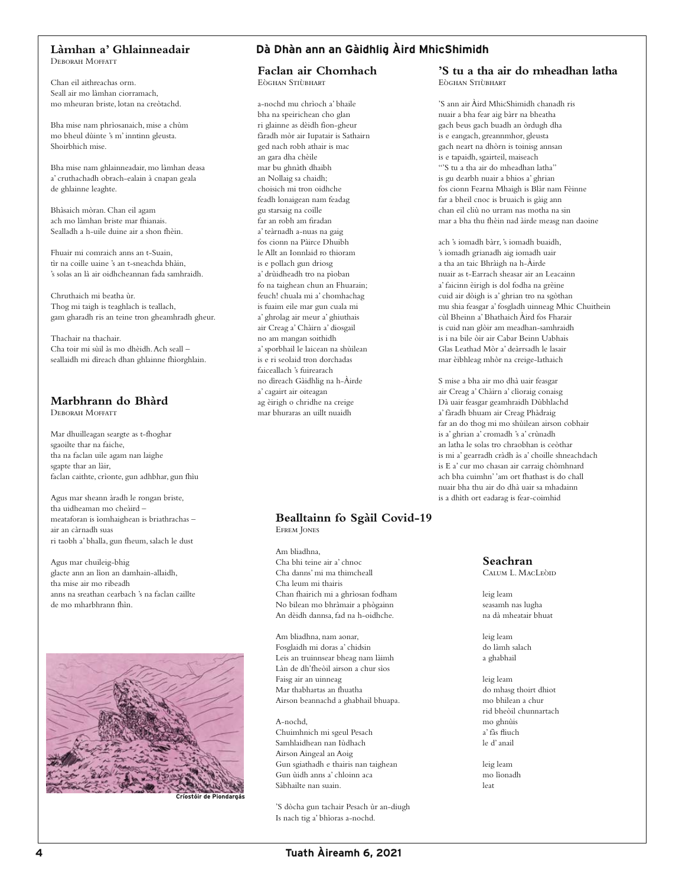## Làmhan a' Ghlainneadair

Deborah Moffatt

Chan eil aithreachas orm.
Seall air mo làmhan ciorramach,
mo mheuran briste, lotan na creòtachd.

Bha mise nam phrìosanaich, mise a chùm
mo bheul dùinte 's m' inntinn gleusta.
Shoirbhich mise.

Bha mise nam ghlainneadair, mo làmhan deasa
a' cruthachadh obrach-ealain à cnapan geala
de ghlainne leaghte.

Bhàsaich mòran. Chan eil agam
ach mo làmhan briste mar fhianais.
Sealladh a h-uile duine air a shon fhèin.

Fhuair mi comraich anns an t-Suain,
tìr na coille uaine 's an t-sneachda bhàin,
's solas an là air oidhcheannan fada samhraidh.

Chruthaich mi beatha ùr.
Thog mi taigh is teaghlach is teallach,
gam gharadh ris an teine tron gheamhradh gheur.

Thachair na thachair.
Cha toir mi sùil às mo dhèidh. Ach seall –
seallaidh mi dìreach dhan ghlainne fhìorghlain.

## Marbhrann do Bhàrd

Deborah Moffatt

Mar dhuilleagan seargte as t-fhoghar
sgaoilte thar na faiche,
tha na faclan uile agam nan laighe
sgapte thar an làir,
faclan caithte, crìonte, gun adhbhar, gun fhiù

Agus mar sheann àradh le rongan briste,
tha uidheaman mo cheàird –
meataforan is ìomhaighean is briathrachas –
air an càrnadh suas
ri taobh a' bhalla, gun fheum, salach le dust

Agus mar chuileig-bhig
glacte ann an lìon an damhain-allaidh,
tha mise air mo ribeadh
anns na sreathan cearbach 's na faclan caillte
de mo mharbhrann fhìn.

Críostóir de Piondargás

## Dà Dhàn ann an Gàidhlig Àird MhicShimidh

### Faclan air Chomhach

Eòghan Stiùbhart

a-nochd mu chrìoch a' bhaile
bha na speirichean cho glan
ri glainne as dèidh fìon-gheur
fàradh mòr air Iupatair is Sathairn
ged nach robh athair is mac
an gara dha chèile
mar bu ghnàth dhaibh
an Nollaig sa chaidh;
choisich mi tron oidhche
feadh lonaigean nam feadag
gu starsaig na coille
far an robh am fìradan
a' teàrnadh a-nuas na gaig
fos cionn na Pàirce Dhuibh
le Allt an Ionnlaid ro thioram
is e pollach gun driosg
a' drùidheadh tro na pìoban
fo na taighean chun an Fhuarain;
feuch! chuala mi a' chomhachag
is fuaim eile mar gun cuala mi
a' ghrolag air meur a' ghiuthais
air Creag a' Chàirn a' dìosgail
no am mangan soithidh
a' sporbhail le laicean na shùilean
is e ri seolaid tron dorchadas
faiceallach 's fuirearach
no dìreach Gàidhlig na h-Àirde
a' cagairt air oiteagan
ag èirigh o chridhe na creige
mar bhuraras an uillt nuaidh

### 'S tu a tha air do mheadhan latha

Eòghan Stiùbhart

'S ann air Àird MhicShimidh chanadh ris
nuair a bha fear aig bàrr na bheatha
gach beus gach buadh an òrdugh dha
is e eangach, greannmhor, gleusta
gach neart na dhòrn is toinisg annsan
is e tapaidh, sgairteil, maiseach
"'S tu a tha air do mheadhan latha"
is gu dearbh nuair a bhios a' ghrian
fos cionn Fearna Mhaigh is Blàr nam Fèinne
far a bheil cnoc is bruaich is gàig ann
chan eil cliù no urram nas motha na sin
mar a bha thu fhèin nad àirde measg nan daoine

ach 's iomadh bàrr, 's iomadh buaidh,
's iomadh grianadh aig iomadh uair
a tha an taic Bhràigh na h-Àirde
nuair as t-Earrach sheasar air an Leacainn
a' faicinn èirigh is dol fodha na grèine
cuid air dòigh is a' ghrian tro na sgòthan
mu shia feasgar a' fosgladh uinneag Mhic Chuithein
cùl Bheinn a' Bhathaich Àird fos Fharair
is cuid nan glòir am meadhan-samhraidh
is i na bile òir air Cabar Beinn Uabhais
Glas Leathad Mòr a' deàrrsadh le lasair
mar èibhleag mhòr na creige-lathaich

S mise a bha air mo dhà uair feasgar
air Creag a' Chàirn a' clìoraig conaisg
Dà uair feasgar geamhraidh Dùbhlachd
a' fàradh bhuam air Creag Phàdraig
far an do thog mi mo shùilean airson cobhair
is a' ghrian a' cromadh 's a' crùnadh
an latha le solas tro chraobhan is ceòthar
is mi a' gearradh cràdh às a' choille shneachdach
is E a' cur mo chasan air carraig chòmhnard
ach bha cuimhn' 'am ort fhathast is do chall
nuair bha thu air do dhà uair sa mhadainn
is a dhìth ort eadarag is fear-coimhid

## Bealltainn fo Sgàil Covid-19

Efrem Jones

Am bliadhna,
Cha bhi teine air a' chnoc
Cha danns' mi ma thimcheall
Cha leum mi thairis
Chan fhairich mi a ghrìosan fodham
No bilean mo bhràmair a phògainn
An dèidh dannsa, fad na h-oidhche.

Am bliadhna, nam aonar,
Fosglaidh mi doras a' chidsin
Leis an truinnsear bheag nam làimh
Làn de dh'fheòil airson a chur sìos
Faisg air an uinneag
Mar thabhartas an fhuatha
Airson beannachd a ghabhail bhuapa.

A-nochd,
Chuimhnich mi sgeul Pesach
Samhlaidhean nan Iùdhach
Airson Aingeal an Aoig
Gun sgiathadh e thairis nan taighean
Gun ùidh anns a' chloinn aca
Sàbhailte nan suain.

'S dòcha gun tachair Pesach ùr an-diugh
Is nach tig a' bhìoras a-nochd.

## Seachran

Calum L. MacLeòid

leig leam
seasamh nas lugha
na dà mheatair bhuat

leig leam
do làmh salach
a ghabhail

leig leam
do mhasg thoirt dhiot
mo bhilean a chur
rid bheòil chunnartach
mo ghnùis
a' fàs fliuch
le d' anail

leig leam
mo lìonadh
leat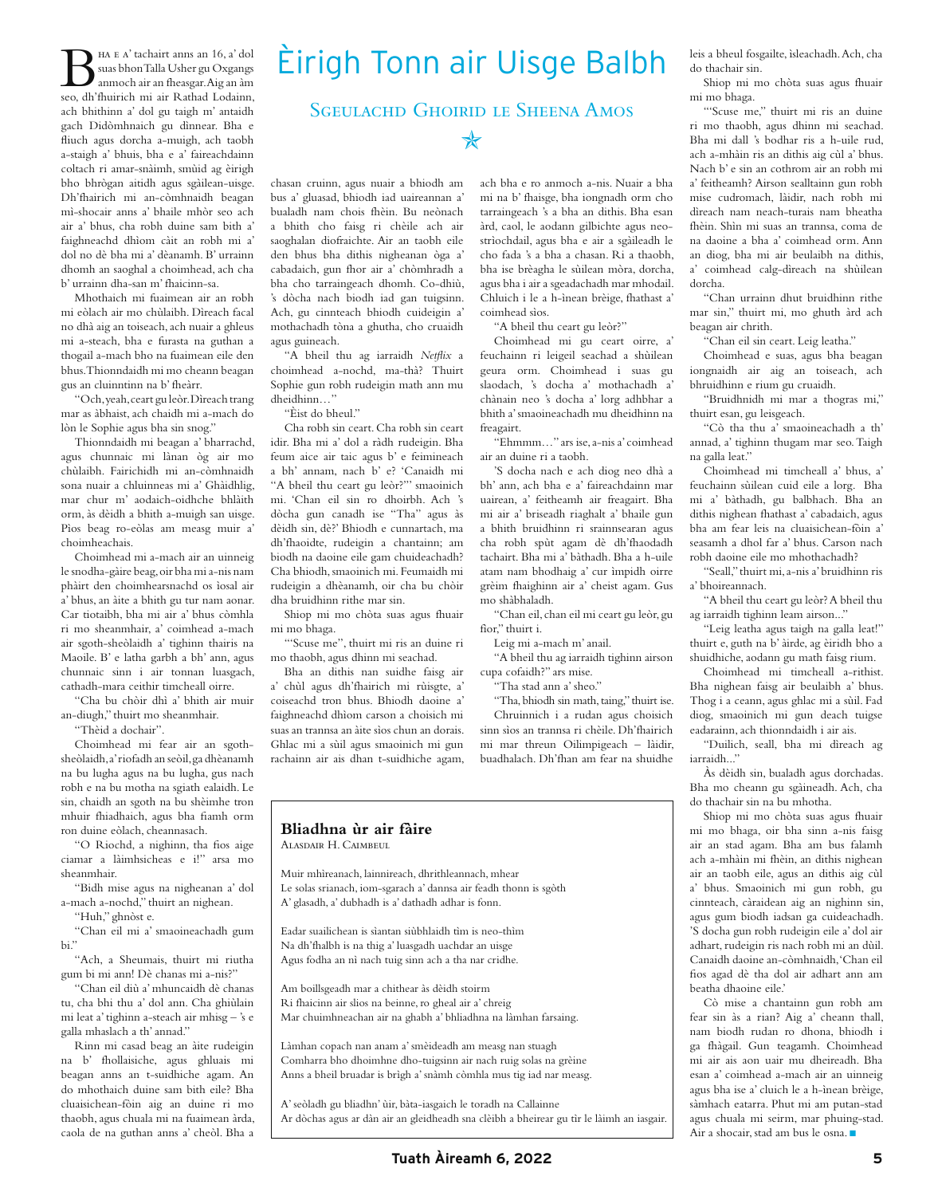# Èirigh Tonn air Uisge Balbh

## Sgeulachd Ghoirid le Sheena Amos

Bha e a' tachairt anns an 16, a' dol suas bhon Talla Usher gu Oxgangs anmoch air an fheasgar. Aig an àm seo, dh'fhairich mi air Rathad Lodainn, ach bhithinn a' dol gu taigh m' antaidh gach Didòmhnaich gu dìnnear. Bha e fliuch agus dorcha a-muigh, ach taobh a-staigh a' bhuis, bha e a' faireachdainn coltach ri amar-snàimh, smùid ag èirigh bho bhrògan aitidh agus sgàilean-uisge. Dh'fhairich mi an-còmhnaidh beagan mì-shocair anns a' bhaile mhòr seo ach air a' bhus, cha robh duine sam bith a' faighneachd dhìom càit an robh mi a' dol no dè bha mi a' dèanamh. B' urrainn dhomh an saoghal a choimhead, ach cha b' urrainn dha-san m' fhaicinn-sa.

Mhothaich mi fuaimean air an robh mi eòlach air mo chùlaibh. Dìreach facal no dhà aig an toiseach, ach nuair a ghleus mi a-steach, bha e furasta na guthan a thogail a-mach bho na fuaimean eile den bhus. Thionndaidh mi mo cheann beagan gus an cluinntinn na b' fheàrr.

"Och, yeah, ceart gu leòr. Dìreach trang mar as àbhaist, ach chaidh mi a-mach do lòn le Sophie agus bha sin snog."

Thionndaidh mi beagan a' bharrachd, agus chunnaic mi lànan òg air mo chùlaibh. Fairichidh mi an-còmhnaidh sona nuair a chluinneas mi a' Ghàidhlig, mar chur m' aodaich-oidhche bhlàith orm, às dèidh a bhith a-muigh san uisge. Pìos beag ro-eòlas am measg muir a' choimheachais.

Choimhead mi a-mach air an uinneig le snodha-gàire beag, oir bha mi a-nis nam phàirt den choimhearsnachd os ìosal air a' bhus, an àite a bhith gu tur nam aonar. Car tiotaibh, bha mi air a' bhus còmhla ri mo sheanmhair, a' coimhead a-mach air sgoth-sheòlaidh a' tighinn thairis na Maoile. B' e latha garbh a bh' ann, agus chunnaic sinn i air tonnan luasgach, cathadh-mara ceithir timcheall oirre.

"Cha bu chòir dhì a' bhith air muir an-diugh," thuirt mo sheanmhair.

"Thèid a dochair".

Choimhead mi fear air an sgoth-sheòlaidh, a' riofadh an seòil, ga dhèanamh na bu lugha agus na bu lugha, gus nach robh e na bu motha na sgiath ealaidh. Le sin, chaidh an sgoth na bu shèimhe tron mhuir fhiadhaich, agus bha fiamh orm ron duine eòlach, cheannasach.

"O Riochd, a nighinn, tha fios aige ciamar a làimhsicheas e i!" arsa mo sheanmhair.

"Bidh mise agus na nigheanan a' dol a-mach a-nochd," thuirt an nighean.

"Huh," ghnòst e.

"Chan eil mi a' smaoineachadh gum bi."

"Ach, a Sheumais, thuirt mi riutha gum bi mi ann! Dè chanas mi a-nis?"

"Chan eil diù a' mhuncaidh dè chanas tu, cha bhi thu a' dol ann. Cha ghiùlain mi leat a' tighinn a-steach air mhisg – 's e galla mhaslach a th' annad."

Rinn mi casad beag an àite rudeigin na b' fhollaisiche, agus ghluais mi beagan anns an t-suidhiche agam. An do mhothaich duine sam bith eile? Bha cluaisichean-fòin aig an duine ri mo thaobh, agus chuala mi na fuaimean àrda, caola de na guthan anns a' cheòl. Bha a chasan cruinn, agus nuair a bhiodh am bus a' gluasad, bhiodh iad uaireannan a' bualadh nam chois fhèin. Bu neònach a bhith cho faisg ri chèile ach air saoghalan diofraichte. Air an taobh eile den bhus bha dithis nigheanan òga a' cabadaich, gun fhor air a' chòmhradh a bha cho tarraingeach dhomh. Co-dhiù, 's dòcha nach biodh iad gan tuigsinn. Ach, gu cinnteach bhiodh cuideigin a' mothachadh tòna a ghutha, cho cruaidh agus guineach.

"A bheil thu ag iarraidh *Netflix* a choimhead a-nochd, ma-thà? Thuirt Sophie gun robh rudeigin math ann mu dheidhinn…"

"Èist do bheul."

Cha robh sin ceart. Cha robh sin ceart idir. Bha mi a' dol a ràdh rudeigin. Bha feum aice air taic agus b' e feimineach a bh' annam, nach b' e? 'Canaidh mi "A bheil thu ceart gu leòr?"' smaoinich mi. 'Chan eil sin ro dhoirbh. Ach 's dòcha gun canadh ise "Tha" agus às dèidh sin, dè?' Bhiodh e cunnartach, ma dh'fhaoidte, rudeigin a chantainn; am biodh na daoine eile gam chuideachadh? Cha bhiodh, smaoinich mi. Feumaidh mi rudeigin a dhèanamh, oir cha bu chòir dha bruidhinn rithe mar sin.

Shiop mi mo chòta suas agus fhuair mi mo bhaga.

"'Scuse me", thuirt mi ris an duine ri mo thaobh, agus dhinn mi seachad.

Bha an dithis nan suidhe faisg air a' chùl agus dh'fhairich mi rùisgte, a' coiseachd tron bhus. Bhiodh daoine a' faighneachd dhìom carson a choisich mi suas an trannsa an àite sìos chun an dorais. Ghlac mi a sùil agus smaoinich mi gun rachainn air ais dhan t-suidhiche agam, ach bha e ro anmoch a-nis. Nuair a bha mi na b' fhaisge, bha iongnadh orm cho tarraingeach 's a bha an dithis. Bha esan àrd, caol, le aodann gilbichte agus neo-strìochdail, agus bha e air a sgàileadh le cho fada 's a bha a chasan. Ri a thaobh, bha ise brèagha le sùilean mòra, dorcha, agus bha i air a sgeadachadh mar mhodail. Chluich i le a h-ìnean brèige, fhathast a' coimhead sìos.

"A bheil thu ceart gu leòr?"

Choimhead mi gu ceart oirre, a' feuchainn ri leigeil seachad a shùilean geura orm. Choimhead i suas gu slaodach, 's docha a' mothachadh a' chànain neo 's docha a' lorg adhbhar a bhith a' smaoineachadh mu dheidhinn na freagairt.

"Ehmmm…" ars ise, a-nis a' coimhead air an duine ri a taobh.

'S docha nach e ach diog neo dhà a bh' ann, ach bha e a' faireachdainn mar uairean, a' feitheamh air freagairt. Bha mi air a' briseadh riaghalt a' bhaile gun a bhith bruidhinn ri srainnsearan agus cha robh spùt agam dè dh'fhaodadh tachairt. Bha mi a' bàthadh. Bha a h-uile atam nam bhodhaig a' cur impidh oirre grèim fhaighinn air a' cheist agam. Gus mo shàbhaladh.

"Chan eil, chan eil mi ceart gu leòr, gu fìor," thuirt i.

Leig mi a-mach m' anail.

"A bheil thu ag iarraidh tighinn airson cupa cofaidh?" ars mise.

"Tha stad ann a' sheo."

"Tha, bhiodh sin math, taing," thuirt ise.

Chruinnich i a rudan agus choisich sinn sìos an trannsa ri chèile. Dh'fhairich mi mar threun Oilimpigeach – làidir, buadhalach. Dh'fhan am fear na shuidhe leis a bheul fosgailte, ìsleachadh. Ach, cha do thachair sin.

Shiop mi mo chòta suas agus fhuair mi mo bhaga.

"'Scuse me," thuirt mi ris an duine ri mo thaobh, agus dhinn mi seachad. Bha mi dall 's bodhar ris a h-uile rud, ach a-mhàin ris an dithis aig cùl a' bhus. Nach b' e sin an cothrom air an robh mi a' feitheamh? Airson sealltainn gun robh mise cudromach, làidir, nach robh mi dìreach nam neach-turais nam bheatha fhèin. Shìn mi suas an trannsa, coma de na daoine a bha a' coimhead orm. Ann an diog, bha mi air beulaibh na dithis, a' coimhead calg-dhìreach na shùilean dorcha.

"Chan urrainn dhut bruidhinn rithe mar sin," thuirt mi, mo ghuth àrd ach beagan air chrith.

"Chan eil sin ceart. Leig leatha."

Choimhead e suas, agus bha beagan iongnaidh air aig an toiseach, ach bhruidhinn e rium gu cruaidh.

"Bruidhnidh mi mar a thogras mi," thuirt esan, gu leisgeach.

"Cò tha thu a' smaoineachadh a th' annad, a' tighinn thugam mar seo. Taigh na galla leat."

Choimhead mi timcheall a' bhus, a' feuchainn sùilean cuid eile a lorg. Bha mi a' bàthadh, gu balbhach. Bha an dithis nighean fhathast a' cabadaich, agus bha am fear leis na cluaisichean-fòin a' seasamh a dhol far a' bhus. Carson nach robh daoine eile mo mhothachadh?

"Seall," thuirt mi, a-nis a' bruidhinn ris a' bhoireannach.

"A bheil thu ceart gu leòr? A bheil thu ag iarraidh tighinn leam airson..."

"Leig leatha agus taigh na galla leat!" thuirt e, guth na b' àirde, ag èiridh bho a shuidhiche, aodann gu math faisg rium.

Choimhead mi timcheall a-rithist. Bha nighean faisg air beulaibh a' bhus. Thog i a ceann, agus ghlac mi a sùil. Fad diog, smaoinich mi gun deach tuigse eadarainn, ach thionndaidh i air ais.

"Duilich, seall, bha mi dìreach ag iarraidh..."

Às dèidh sin, bualadh agus dorchadas. Bha mo cheann gu sgàineadh. Ach, cha do thachair sin na bu mhotha.

Shiop mi mo chòta suas agus fhuair mi mo bhaga, oir bha sinn a-nis faisg air an stad agam. Bha am bus falamh ach a-mhàin mi fhèin, an dithis nighean air an taobh eile, agus an dithis aig cùl a' bhus. Smaoinich mi gun robh, gu cinnteach, càraidean aig an nighinn sin, agus gum biodh iadsan ga cuideachadh. 'S docha gun robh rudeigin eile a' dol air adhart, rudeigin ris nach robh mi an dùil. Canaidh daoine an-còmhnaidh, 'Chan eil fios agad dè tha dol air adhart ann am beatha dhaoine eile.'

Cò mise a chantainn gun robh am fear sin às a rian? Aig a' cheann thall, nam biodh rudan ro dhona, bhiodh i ga fhàgail. Gun teagamh. Choimhead mi air ais aon uair mu dheireadh. Bha esan a' coimhead a-mach air an uinneig agus bha ise a' cluich le a h-ìnean brèige, sàmhach eatarra. Phut mi am putan-stad agus chuala mi seirm, mar phuing-stad. Air a shocair, stad am bus le osna. ■

---

### Bliadhna ùr air fàire

Alasdair H. Caimbeul

Muir mhìreanach, lainnireach, dhrithleannach, mhear
Le solas srianach, iom-sgarach a' dannsa air feadh thonn is sgòth
A' glasadh, a' dubhadh is a' dathadh adhar is fonn.

Eadar suailichean is siantan siùbhlaidh tìm is neo-thìm
Na dh'fhalbh is na thig a' luasgadh uachdar an uisge
Agus fodha an nì nach tuig sinn ach a tha nar cridhe.

Am boillsgeadh mar a chithear às dèidh stoirm
Ri fhaicinn air slios na beinne, ro gheal air a' chreig
Mar chuimhneachan air na ghabh a' bhliadhna na làmhan farsaing.

Làmhan copach nan anam a' smèideadh am measg nan stuagh
Comharra bho dhoimhne dho-tuigsinn air nach ruig solas na grèine
Anns a bheil bruadar is brìgh a' snàmh còmhla mus tig iad nar measg.

A' seòladh gu bliadhn' ùir, bàta-iasgaich le toradh na Callainne
Ar dòchas agus ar dàn air an gleidheadh sna clèibh a bheirear gu tìr le làimh an iasgair.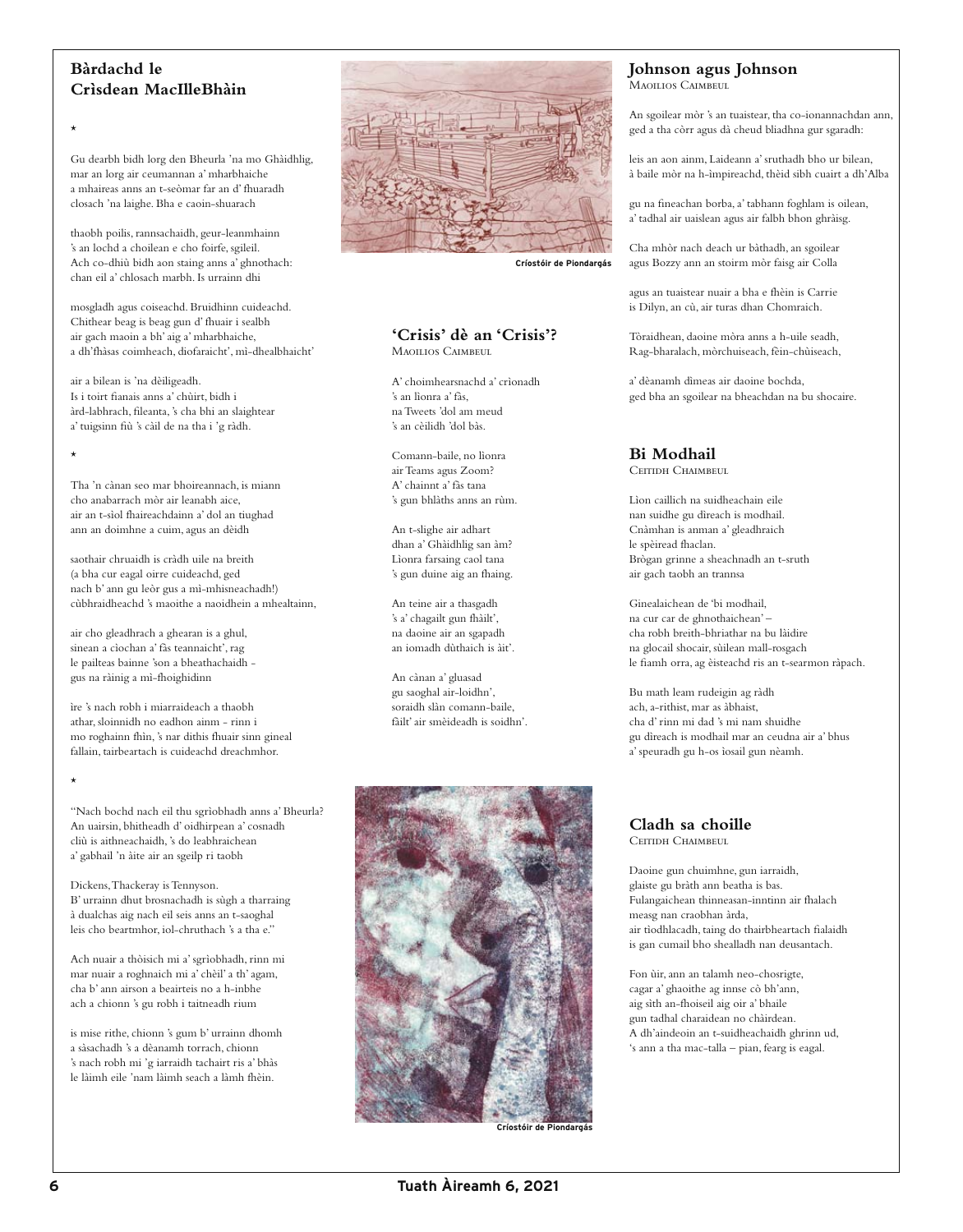## Bàrdachd le Crìsdean MacIlleBhàin

*

Gu dearbh bidh lorg den Bheurla 'na mo Ghàidhlig,
mar an lorg air ceumannan a' mharbhaiche
a mhaireas anns an t-seòmar far an d' fhuaradh
closach 'na laighe. Bha e caoin-shuarach

thaobh poilis, rannsachaidh, geur-leanmhainn
's an lochd a choilean e cho foirfe, sgileil.
Ach co-dhiù bidh aon staing anns a' ghnothach:
chan eil a' chlosach marbh. Is urrainn dhi

mosgladh agus coiseachd. Bruidhinn cuideachd.
Chithear beag is beag gun d' fhuair i sealbh
air gach maoin a bh' aig a' mharbhaiche,
a dh'fhàsas coimheach, diofaraicht', mì-dhealbhaicht'

air a bilean is 'na dèiligeadh.
Is i toirt fianais anns a' chùirt, bidh i
àrd-labhrach, fileanta, 's cha bhi an slaightear
a' tuigsinn fiù 's càil de na tha i 'g ràdh.

*

Tha 'n cànan seo mar bhoireannach, is miann
cho anabarrach mòr air leanabh aice,
air an t-sìol fhaireachdainn a' dol an tiughad
ann an doimhne a cuim, agus an dèidh

saothair chruaidh is cràdh uile na breith
(a bha cur eagal oirre cuideachd, ged
nach b' ann gu leòr gus a mì-mhisneachadh!)
cùbhraidheachd 's maoithe a naoidhein a mhealtainn,

air cho gleadhrach a ghearan is a ghul,
sinean a cìochan a' fàs teannaicht', rag
le pailteas bainne 'son a bheathachaidh -
gus na ràinig a mì-fhoighidinn

ìre 's nach robh i miarraideach a thaobh
athar, sloinnidh no eadhon ainm - rinn i
mo roghainn fhìn, 's nar dìthis fhuair sinn gineal
fallain, tairbeartach is cuideachd dreachmhor.

*

"Nach bochd nach eil thu sgrìobhadh anns a' Bheurla?
An uairsin, bhitheadh d' oidhirpean a' cosnadh
cliù is aithneachaidh, 's do leabhraichean
a' gabhail 'n àite air an sgeilp ri taobh

Dickens, Thackeray is Tennyson.
B' urrainn dhut brosnachadh is sùgh a tharraing
à dualchas aig nach eil seis anns an t-saoghal
leis cho beartmhor, iol-chruthach 's a tha e."

Ach nuair a thòisich mi a' sgrìobhadh, rinn mi
mar nuair a roghnaich mi a' chèil' a th' agam,
cha b' ann airson a beairteis no a h-inbhe
ach a chionn 's gu robh i taitneadh rium

is mise rithe, chionn 's gum b' urrainn dhomh
a sàsachadh 's a dèanamh torrach, chionn
's nach robh mi 'g iarraidh tachairt ris a' bhàs
le làimh eile 'nam làimh seach a làmh fhèin.

Críostóir de Piondargás

## 'Crisis' dè an 'Crisis'?
Maoilios Caimbeul

A' choimhearsnachd a' crìonadh
's an lìonra a' fàs,
na Tweets 'dol am meud
's an cèilidh 'dol bàs.

Comann-baile, no lìonra
air Teams agus Zoom?
A' chainnt a' fàs tana
's gun bhlàths anns an rùm.

An t-slighe air adhart
dhan a' Ghàidhlig san àm?
Lìonra farsaing caol tana
's gun duine aig an fhaing.

An teine air a thasgadh
's a' chagailt gun fhàilt',
na daoine air an sgapadh
an iomadh dùthaich is àit'.

An cànan a' gluasad
gu saoghal air-loidhn',
soraidh slàn comann-baile,
fàilt' air smèideadh is soidhn'.

Críostóir de Piondargás

## Johnson agus Johnson
Maoilios Caimbeul

An sgoilear mòr 's an tuaistear, tha co-ionannachdan ann,
ged a tha còrr agus dà cheud bliadhna gur sgaradh:

leis an aon ainm, Laideann a' sruthadh bho ur bilean,
à baile mòr na h-ìmpireachd, thèid sibh cuairt a dh'Alba

gu na fineachan borba, a' tabhann foghlam is oilean,
a' tadhal air uaislean agus air falbh bhon ghràisg.

Cha mhòr nach deach ur bàthadh, an sgoilear
agus Bozzy ann an stoirm mòr faisg air Colla

agus an tuaistear nuair a bha e fhèin is Carrie
is Dilyn, an cù, air turas dhan Chomraich.

Tòraidhean, daoine mòra anns a h-uile seadh,
Rag-bharalach, mòrchuiseach, fèin-chùiseach,

a' dèanamh dìmeas air daoine bochda,
ged bha an sgoilear na bheachdan na bu shocaire.

## Bi Modhail
Ceitidh Chaimbeul

Lìon caillich na suidheachain eile
nan suidhe gu dìreach is modhail.
Cnàmhan is anman a' gleadhraich
le spèiread fhaclan.
Brògan grinne a sheachnadh an t-sruth
air gach taobh an trannsa

Ginealaichean de 'bi modhail,
na cur car de ghnothaichean' –
cha robh breith-bhriathar na bu làidire
na glocail shocair, sùilean mall-rosgach
le fiamh orra, ag èisteachd ris an t-searmon ràpach.

Bu math leam rudeigin ag ràdh
ach, a-rithist, mar as àbhaist,
cha d' rinn mi dad 's mi nam shuidhe
gu dìreach is modhail mar an ceudna air a' bhus
a' speuradh gu h-os ìosail gun nèamh.

## Cladh sa choille
Ceitidh Chaimbeul

Daoine gun chuimhne, gun iarraidh,
glaiste gu bràth ann beatha is bas.
Fulangaichean thinneasan-inntinn air fhalach
measg nan craobhan àrda,
air tìodhlacadh, taing do thairbheartach fialaidh
is gan cumail bho shealladh nan deusantach.

Fon ùir, ann an talamh neo-chosrigte,
cagar a' ghaoithe ag innse cò bh'ann,
aig sìth an-fhoiseil aig oir a' bhaile
gun tadhal charaidean no chàirdean.
A dh'aindeoin an t-suidheachaidh ghrinn ud,
's ann a tha mac-talla – pian, fearg is eagal.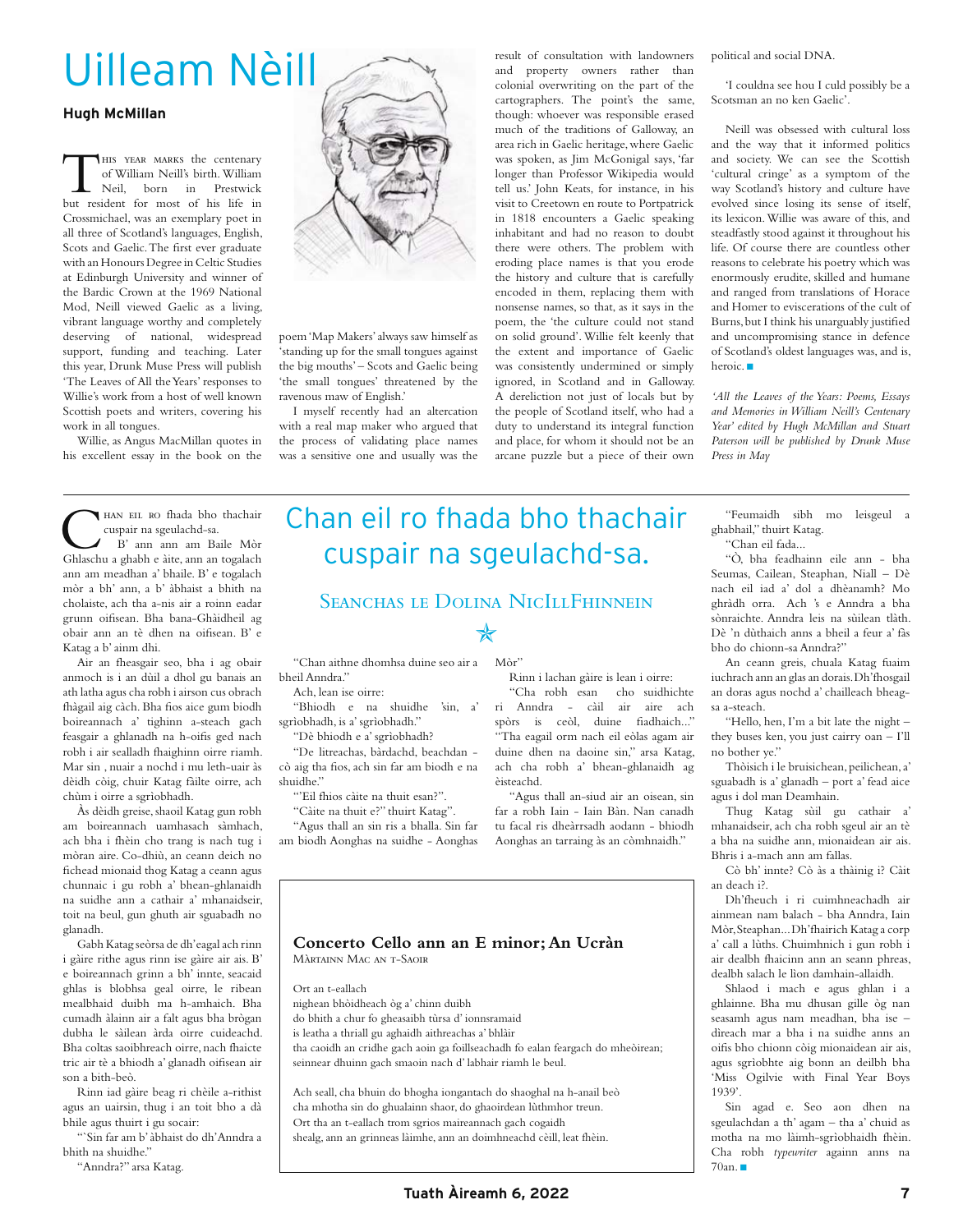# Uilleam Nèill

**Hugh McMillan**

This year marks the centenary of William Neill's birth. William Neil, born in Prestwick but resident for most of his life in Crossmichael, was an exemplary poet in all three of Scotland's languages, English, Scots and Gaelic. The first ever graduate with an Honours Degree in Celtic Studies at Edinburgh University and winner of the Bardic Crown at the 1969 National Mod, Neill viewed Gaelic as a living, vibrant language worthy and completely deserving of national, widespread support, funding and teaching. Later this year, Drunk Muse Press will publish 'The Leaves of All the Years' responses to Willie's work from a host of well known Scottish poets and writers, covering his work in all tongues.

Willie, as Angus MacMillan quotes in his excellent essay in the book on the poem 'Map Makers' always saw himself as 'standing up for the small tongues against the big mouths' – Scots and Gaelic being 'the small tongues' threatened by the ravenous maw of English.'

I myself recently had an altercation with a real map maker who argued that the process of validating place names was a sensitive one and usually was the result of consultation with landowners and property owners rather than colonial overwriting on the part of the cartographers. The point's the same, though: whoever was responsible erased much of the traditions of Galloway, an area rich in Gaelic heritage, where Gaelic was spoken, as Jim McGonigal says, 'far longer than Professor Wikipedia would tell us.' John Keats, for instance, in his visit to Creetown en route to Portpatrick in 1818 encounters a Gaelic speaking inhabitant and had no reason to doubt there were others. The problem with eroding place names is that you erode the history and culture that is carefully encoded in them, replacing them with nonsense names, so that, as it says in the poem, the 'the culture could not stand on solid ground'. Willie felt keenly that the extent and importance of Gaelic was consistently undermined or simply ignored, in Scotland and in Galloway. A dereliction not just of locals but by the people of Scotland itself, who had a duty to understand its integral function and place, for whom it should not be an arcane puzzle but a piece of their own political and social DNA.

'I couldna see hou I culd possibly be a Scotsman an no ken Gaelic'.

Neill was obsessed with cultural loss and the way that it informed politics and society. We can see the Scottish 'cultural cringe' as a symptom of the way Scotland's history and culture have evolved since losing its sense of itself, its lexicon. Willie was aware of this, and steadfastly stood against it throughout his life. Of course there are countless other reasons to celebrate his poetry which was enormously erudite, skilled and humane and ranged from translations of Horace and Homer to eviscerations of the cult of Burns, but I think his unarguably justified and uncompromising stance in defence of Scotland's oldest languages was, and is, heroic. ■

*'All the Leaves of the Years: Poems, Essays and Memories in William Neill's Centenary Year' edited by Hugh McMillan and Stuart Paterson will be published by Drunk Muse Press in May*

---

# Chan eil ro fhada bho thachair cuspair na sgeulachd-sa.

## Seanchas le Dolina NicIllFhinnein

Chan eil ro fhada bho thachair cuspair na sgeulachd-sa.

B' ann ann am Baile Mòr Ghlaschu a ghabh e àite, ann an togalach ann am meadhan a' bhaile. B' e togalach mòr a bh' ann, a b' àbhaist a bhith na cholaiste, ach tha a-nis air a roinn eadar grunn oifisean. Bha bana-Ghàidheil ag obair ann an tè dhen na oifisean. B' e Katag a b' ainm dhi.

Air an fheasgair seo, bha i ag obair anmoch is i an dùil a dhol gu banais an ath latha agus cha robh i airson cus obrach fhàgail aig càch. Bha fios aice gum biodh boireannach a' tighinn a-steach gach feasgair a ghlanadh na h-oifis ged nach robh i air sealladh fhaighinn oirre riamh. Mar sin , nuair a nochd i mu leth-uair às dèidh còig, chuir Katag fàilte oirre, ach chùm i oirre a sgrìobhadh.

Às dèidh greise, shaoil Katag gun robh am boireannach uamhasach sàmhach, ach bha i fhèin cho trang is nach tug i mòran aire. Co-dhiù, an ceann deich no fichead mionaid thog Katag a ceann agus chunnaic i gu robh a' bhean-ghlanaidh na suidhe ann a cathair a' mhanaidseir, toit na beul, gun ghuth air sguabadh no glanadh.

Gabh Katag seòrsa de dh'eagal ach rinn i gàire rithe agus rinn ise gàire air ais. B' e boireannach grinn a bh' innte, seacaid ghlas is blobhsa geal oirre, le ribean mealbhaid duibh ma h-amhaich. Bha cumadh àlainn air a falt agus bha brògan dubha le sàilean àrda oirre cuideachd. Bha coltas saoibhreach oirre, nach fhaicte tric air tè a bhiodh a' glanadh oifisean air son a bith-beò.

Rinn iad gàire beag ri chèile a-rithist agus an uairsin, thug i an toit bho a dà bhile agus thuirt i gu socair:

"'Sin far am b' àbhaist do dh'Anndra a bhith na shuidhe."

"Anndra?" arsa Katag.

"Chan aithne dhomhsa duine seo air a bheil Anndra."

Ach, lean ise oirre:

"Bhiodh e na shuidhe 'sin, a' sgrìobhadh, is a' sgrìobhadh."

"Dè bhiodh e a' sgrìobhadh?

"De litreachas, bàrdachd, beachdan - cò aig tha fios, ach sin far am biodh e na shuidhe."

"'Eil fhios càite na thuit esan?".

"Càite na thuit e?" thuirt Katag".

"Agus thall an sin ris a bhalla. Sin far am biodh Aonghas na suidhe - Aonghas Mòr"

Rinn i lachan gàire is lean i oirre:

"Cha robh esan cho suidhichte ri Anndra - càil air aire ach spòrs is ceòl, duine fiadhaich..." "Tha eagail orm nach eil eòlas agam air duine dhen na daoine sin," arsa Katag, ach cha robh a' bhean-ghlanaidh ag èisteachd.

"Agus thall an-siud air an oisean, sin far a robh Iain - Iain Bàn. Nan canadh tu facal ris dheàrrsadh aodann - bhiodh Aonghas an tarraing às an còmhnaidh."

"Feumaidh sibh mo leisgeul a ghabhail," thuirt Katag.

"Chan eil fada...

"Ò, bha feadhainn eile ann - bha Seumas, Cailean, Steaphan, Niall – Dè nach eil iad a' dol a dhèanamh? Mo ghràdh orra. Ach 's e Anndra a bha sònraichte. Anndra leis na sùilean tlàth. Dè 'n dùthaich anns a bheil a feur a' fàs bho do chionn-sa Anndra?"

An ceann greis, chuala Katag fuaim iuchrach ann an glas an dorais. Dh'fhosgail an doras agus nochd a' chailleach bheag-sa a-steach.

"Hello, hen, I'm a bit late the night – they buses ken, you just cairry oan – I'll no bother ye."

Thòisich i le bruisichean, peilichean, a' sguabadh is a' glanadh – port a' fead aice agus i dol man Deamhain.

Thug Katag sùil gu cathair a' mhanaidseir, ach cha robh sgeul air an tè a bha na suidhe ann, mionaidean air ais. Bhris i a-mach ann am fallas.

Cò bh' innte? Cò às a thàinig i? Càit an deach i?.

Dh'fheuch i ri cuimhneachadh air ainmean nam balach - bha Anndra, Iain Mòr, Steaphan... Dh'fhairich Katag a corp a' call a lùths. Chuimhnich i gun robh i air dealbh fhaicinn ann an seann phreas, dealbh salach le lìon damhain-allaidh.

Shlaod i mach e agus ghlan i a ghlainne. Bha mu dhusan gille òg nan seasamh agus nam meadhan, bha ise – dìreach mar a bha i na suidhe anns an oifis bho chionn còig mionaidean air ais, agus sgrìobhte aig bonn an deilbh bha 'Miss Ogilvie with Final Year Boys 1939'.

Sin agad e. Seo aon dhen na sgeulachdan a th' agam – tha a' chuid as motha na mo làimh-sgrìobhaidh fhèin. Cha robh *typewriter* againn anns na 70an. ■

---

### Concerto Cello ann an E minor; An Ucràn

Màrtainn Mac an t-Saoir

Ort an t-eallach
nighean bhòidheach òg a' chinn duibh
do bhith a chur fo gheasaibh tùrsa d' ionnsramaid
is leatha a thriall gu aghaidh aithreachas a' bhlàir
tha caoidh an cridhe gach aoin ga foillseachadh fo ealan feargach do mheòirean;
seinnear dhuinn gach smaoin nach d' labhair riamh le beul.

Ach seall, cha bhuin do bhogha iongantach do shaoghal na h-anail beò
cha mhotha sin do ghualainn shaor, do ghaoirdean lùthmhor treun.
Ort tha an t-eallach trom sgrios maireannach gach cogaidh
shealg, ann an grinneas làimhe, ann an doimhneachd cèill, leat fhèin.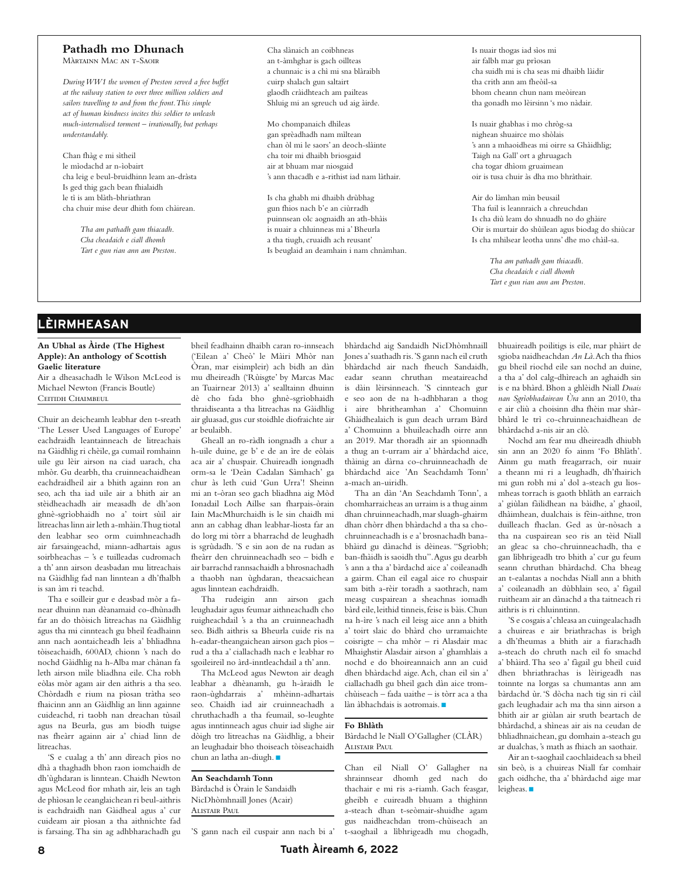## Pathadh mo Dhunach

Màrtainn Mac an t-Saoir

*During WW1 the women of Preston served a free buffet at the railway station to over three million soldiers and sailors travelling to and from the front. This simple act of human kindness incites this soldier to unleash much-internalised torment – irrationally, but perhaps understandably.*

Chan fhàg e mi sìtheil  
le mìodachd ar n-ìobairt  
cha leig e beul-bruidhinn leam an-dràsta  
Is ged thig gach bean fhialaidh  
le tì is am blàth-bhriathran  
cha chuir mise deur dhith fom chàirean.

*Tha am pathadh gam thiacadh.*  
*Cha cheadaich e ciall dhomh*  
*Tart e gun rian ann am Preston.*

Cha slànaich an coibhneas  
an t-àmhghar is gach oillteas  
a chunnaic is a chì mi sna blàraibh  
cuirp shalach gun saltairt  
glaodh cràidhteach am pailteas  
Shluig mi an sgreuch ud aig àirde.

Mo chompanaich dhìleas  
gan sprèadhadh nam mìltean  
chan òl mi le saors' an deoch-slàinte  
cha toir mi dhaibh briosgaid  
air at bhuam mar niosgaid  
's ann thacadh e a-rithist iad nam làthair.

Is cha ghabh mi dhaibh drùbhag  
gun fhios nach b'e an ciùrradh  
puinnsean olc aognaidh an ath-bhàis  
is nuair a chluinneas mi a' Bheurla  
a tha tiugh, cruaidh ach reusant'  
Is beuglaid an deamhain i nam chnàmhan.

Is nuair thogas iad sìos mi  
air falbh mar gu prìosan  
cha suidh mi is cha seas mi dhaibh làidir  
tha crith ann am fheòil-sa  
bhom cheann chun nam meòirean  
tha gonadh mo lèirsinn 's mo nàdair.

Is nuair ghabhas i mo chròg-sa  
nighean shuairce mo shòlais  
's ann a mhaoidheas mi oirre sa Ghàidhlig;  
Taigh na Gall' ort a ghruagach  
cha togar dhìom gruaimean  
oir is tusa chuir às dha mo bhràthair.

Air do làmhan mìn beusail  
Tha fuil is leannraich a chreuchdan  
Is cha diù leam do shnuadh no do ghàire  
Oir is murtair do shùilean agus biodag do shiùcar  
Is cha mhilsear leotha unns' dhe mo chàil-sa.

*Tha am pathadh gam thiacadh.*  
*Cha cheadaich e ciall dhomh*  
*Tart e gun rian ann am Preston.*

# LÈIRMHEASAN

**An Ubhal as Àirde (The Highest Apple): An anthology of Scottish Gaelic literature**  
Air a dheasachadh le Wilson McLeod is Michael Newton (Francis Boutle)  
Ceitidh Chaimbeul

Chuir an deicheamh leabhar den t-sreath 'The Lesser Used Languages of Europe' eachdraidh leantainneach de litreachais na Gàidhlig ri chèile, ga cumail romhainn uile gu lèir airson na ciad uarach, cha mhòr. Gu dearbh, tha cruinneachaidhean eachdraidheil air a bhith againn ron an seo, ach tha iad uile air a bhith air an stèidheachadh air measadh de dh'aon ghnè-sgrìobhaidh no a' toirt sùil air litreachas linn air leth a-mhàin. Thug tiotal den leabhar seo orm cuimhneachadh air farsaingeachd, miann-adhartais agus soirbheachas – 's e tuilleadas cudromach a th' ann airson deasbadan mu litreachais na Gàidhlig fad nan linntean a dh'fhalbh is san àm ri teachd.

Tha e soilleir gur e deasbad mòr a fa-near dhuinn nan dèanamaid co-dhùnadh far an do thòisich litreachas na Gàidhlig agus tha mi cinnteach gu bheil feadhainn ann nach aontaicheadh leis a' bhliadhna tòiseachaidh, 600AD, chionn 's nach do nochd Gàidhlig na h-Alba mar chànan fa leth airson mìle bliadhna eile. Cha robh eòlas mòr agam air den aithris a tha seo. Chòrdadh e rium na pìosan tràtha seo fhaicinn ann an Gàidhlig an linn againne cuideachd, ri taobh nan dreachan tùsail agus na Beurla, gus am biodh tuigse nas fheàrr againn air a' chiad linn de litreachas.

'S e cualag a th' ann dìreach pìos no dhà a thaghadh bhon raon iomchaidh de dh'ùghdaran is linntean. Chaidh Newton agus McLeod fìor mhath air, leis an tagh de phìosan le ceanglaichean ri beul-aithris is eachdraidh nan Gàidheal agus a' cur cuideam air pìosan a tha aithnichte fad is farsaing. Tha sin ag adhbharachadh gu bheil feadhainn dhaibh caran ro-innseach ('Eilean a' Cheò' le Màiri Mhòr nan Òran, mar eisimpleir) ach bidh an dàn mu dheireadh ('Rùisgte' by Marcas Mac an Tuairnear 2013) a' sealltainn dhuinn dè cho fada bho ghnè-sgrìobhaidh thraidiseanta a tha litreachas na Gàidhlig air gluasad, gus cur stoidhle diofraichte air ar beulaibh.

Gheall an ro-ràdh iongnadh a chur a h-uile duine, ge b' e de an ìre de eòlais aca air a' chuspair. Chuireadh iongnadh orm-sa le 'Deàn Cadalan Sàmhach' ga chur às leth cuid 'Gun Urra'! Sheinn mi an t-òran seo gach bliadhna aig Mòd Ionadail Loch Aillse san fharpais-òrain Iain MacMhurchaidh is le sin chaidh mi ann an cabhag dhan leabhar-liosta far an do lorg mi tòrr a bharrachd de leughadh is sgrùdadh. 'S e sin aon de na rudan as fheàrr den chruinneachadh seo – bidh e air barrachd rannsachaidh a bhrosnachadh a thaobh nan ùghdaran, theacsaichean agus linntean eachdraidh.

Tha rudeigin ann airson gach leughadair agus feumar aithneachadh cho ruigheachdail 's a tha an cruinneachadh seo. Bidh aithris sa Bheurla cuide ris na h-eadar-theangaichean airson gach pìos – rud a tha a' ciallachadh nach e leabhar ro sgoileireil no àrd-inntleachdail a th' ann.

Tha McLeod agus Newton air deagh leabhar a dhèanamh, gu h-àraidh le raon-ùghdarrais a' mhèinn-adhartais seo. Chaidh iad air cruinneachadh a chruthachadh a tha feumail, so-leughte agus inntinneach agus chuir iad slighe air dòigh tro litreachas na Gàidhlig, a bheir an leughadair bho thoiseach tòiseachaidh chun an latha an-diugh. ■

**An Seachdamh Tonn**  
Bàrdachd is Òrain le Sandaidh NicDhòmhnaill Jones (Acair)  
Alistair Paul

'S gann nach eil cuspair ann nach bi a' bhàrdachd aig Sandaidh NicDhòmhnaill Jones a' suathadh ris. 'S gann nach eil cruth bhàrdachd air nach fheuch Sandaidh, eadar seann chruthan meataireachd is dàin lèirsinneach. 'S cinnteach gur e seo aon de na h-adhbharan a thog i aire bhritheamhan a' Chomuinn Ghàidhealaich is gun deach urram Bàrd a' Chomuinn a bhuileachadh oirre ann an 2019. Mar thoradh air an spionnadh a thug an t-urram air a' bhàrdachd aice, thàinig an dàrna co-chruinneachadh de bhàrdachd aice 'An Seachdamh Tonn' a-mach an-uiridh.

Tha an dàn 'An Seachdamh Tonn', a chomharraicheas an urraim is a thug ainm dhan chruinneachadh, mar sluagh-ghairm dhan chòrr dhen bhàrdachd a tha sa cho-chruinneachadh is e a' brosnachadh bana-bhàird gu dànachd is dèineas. "Sgrìobh; ban-fhàidh is saoidh thu". Agus gu dearbh 's ann a tha a' bàrdachd aice a' coileanadh a gairm. Chan eil eagal aice ro chuspair sam bith a-rèir toradh a saothrach, nam measg cuspairean a sheachnas iomadh bàrd eile, leithid tinneis, feise is bàis. Chun na h-ìre 's nach eil leisg aice ann a bhith a' toirt slaic do bhàrd cho urramaichte coisrigte – cha mhòr – ri Alasdair mac Mhaighstir Alasdair airson a' ghamhlais a nochd e do bhoireannaich ann an cuid dhen bhàrdachd aige. Ach, chan eil sin a' ciallachadh gu bheil gach dàn aice trom-chùiseach – fada uaithe – is tòrr aca a tha làn àbhachdais is aotromais. ■

**Fo Bhlàth**  
Bàrdachd le Niall O'Gallagher (CLÀR)  
Alistair Paul

Chan eil Niall O' Gallagher na shrainnsear dhomh ged nach do thachair e mi ris a-riamh. Gach feasgar, gheibh e cuireadh bhuam a thighinn a-steach dhan t-seòmair-shuidhe agam gus naidheachdan trom-chùiseach an t-saoghail a lìbhrigeadh mu chogadh, bhuaireadh poilitigs is eile, mar phàirt de sgioba naidheachdan *An Là*. Ach tha fhios gu bheil riochd eile san nochd an duine, a tha a' dol calg-dhìreach an aghaidh sin is e na bhàrd. Bhon a ghlèidh Niall *Duais nan Sgrìobhadairean Ùra* ann an 2010, tha e air cliù a choisinn dha fhèin mar shàr-bhàrd le trì co-chruinneachaidhean de bhàrdachd a-nis air an clò.

Nochd am fear mu dheireadh dhiubh sin ann an 2020 fo ainm 'Fo Bhlàth'. Ainm gu math freagarrach, oir nuair a theann mi ri a leughadh, dh'fhairich mi gun robh mi a' dol a-steach gu lios-mheas torrach is gaoth bhlàth an earraich a' giùlan fàilidhean na bàidhe, a' ghaoil, dhàimhean, dualchais is fèin-aithne, tron duilleach fhaclan. Ged as ùr-nòsach a tha na cuspairean seo ris an tèid Niall an gleac sa cho-chruinneachadh, tha e gan lìbhrigeadh tro bhith a' cur gu feum seann chruthan bhàrdachd. Cha bheag an t-ealantas a nochdas Niall ann a bhith a' coileanadh an dùbhlain seo, a' fàgail ruitheam air an dànachd a tha taitneach ri aithris is ri chluinntinn.

'S e cosgais a' chleasa an cuingealachadh a chuireas e air briathrachas is brìgh a dh'fheumas a bhith air a fiarachadh a-steach do chruth nach eil fo smachd a' bhàird. Tha seo a' fàgail gu bheil cuid dhen bhriathrachas is lèirigeadh nas toinnte na lorgas sa chumantas ann am bàrdachd ùr. 'S dòcha nach tig sin ri càil gach leughadair ach ma tha sinn airson a bhith air ar giùlan air sruth beartach de bhàrdachd, a shìneas air ais na ceudan de bhliadhnaichean, gu domhain a-steach gu ar dualchas, 's math as fhiach an saothair.

Air an t-saoghail caochlaideach sa bheil sin beò, is a chuireas Niall far comhair gach oidhche, tha a' bhàrdachd aige mar leigheas. ■